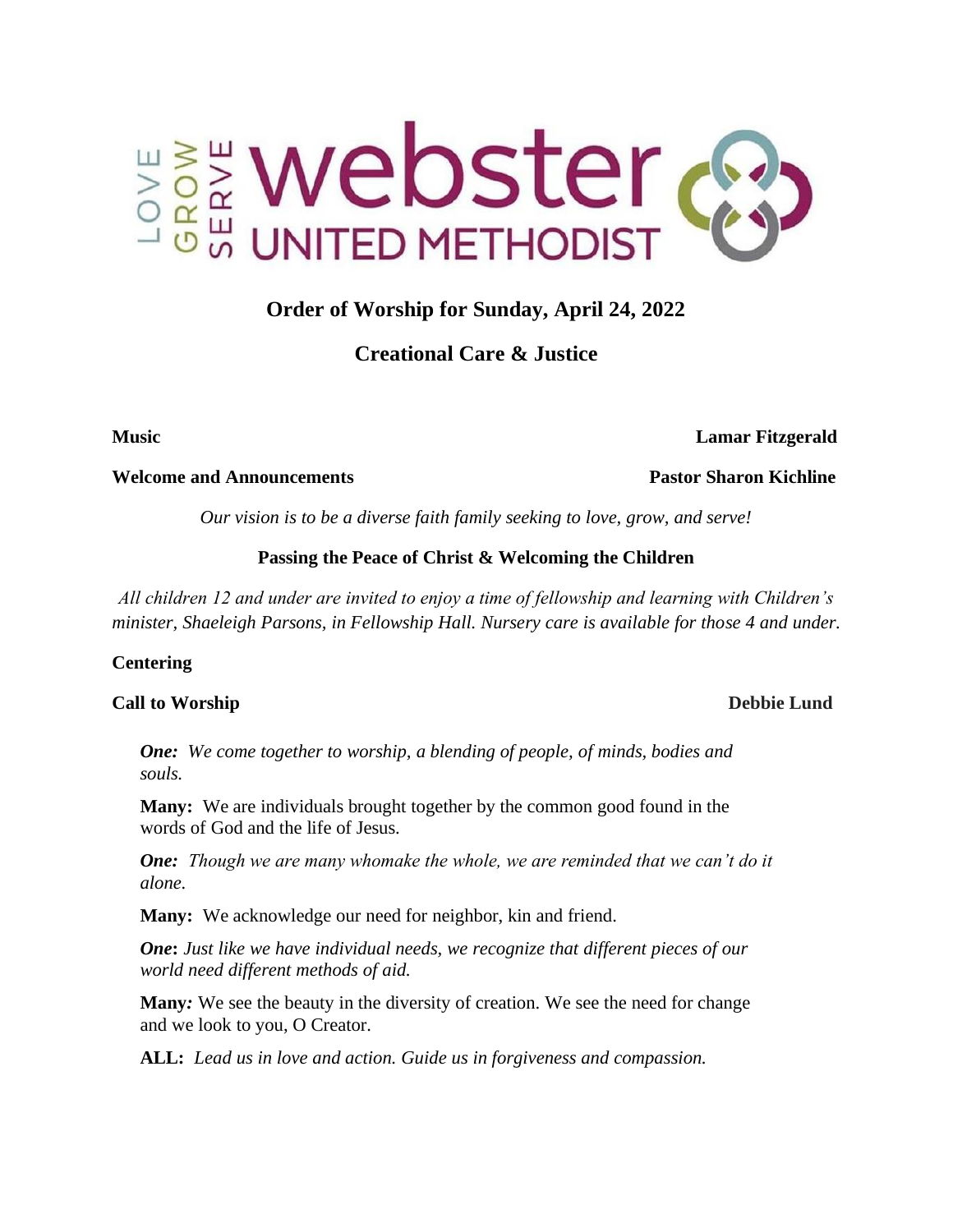LOVE GROW SERVE **webster UNITED METHODIST**

## Order of Worship for Sunday, April 24, 2022

## Creational Care & Justice

**Music** **Lamar Fitzgerald**

**Welcome and Announcements** **Pastor Sharon Kichline**

*Our vision is to be a diverse faith family seeking to love, grow, and serve!*

**Passing the Peace of Christ & Welcoming the Children**

*All children 12 and under are invited to enjoy a time of fellowship and learning with Children's minister, Shaeleigh Parsons, in Fellowship Hall. Nursery care is available for those 4 and under.*

**Centering**

**Call to Worship** **Debbie Lund**

***One:*** *We come together to worship, a blending of people, of minds, bodies and souls.*

**Many:** We are individuals brought together by the common good found in the words of God and the life of Jesus.

***One:*** *Though we are many whomake the whole, we are reminded that we can't do it alone.*

**Many:** We acknowledge our need for neighbor, kin and friend.

***One*****:** *Just like we have individual needs, we recognize that different pieces of our world need different methods of aid.*

**Many***:* We see the beauty in the diversity of creation. We see the need for change and we look to you, O Creator.

**ALL:** *Lead us in love and action. Guide us in forgiveness and compassion.*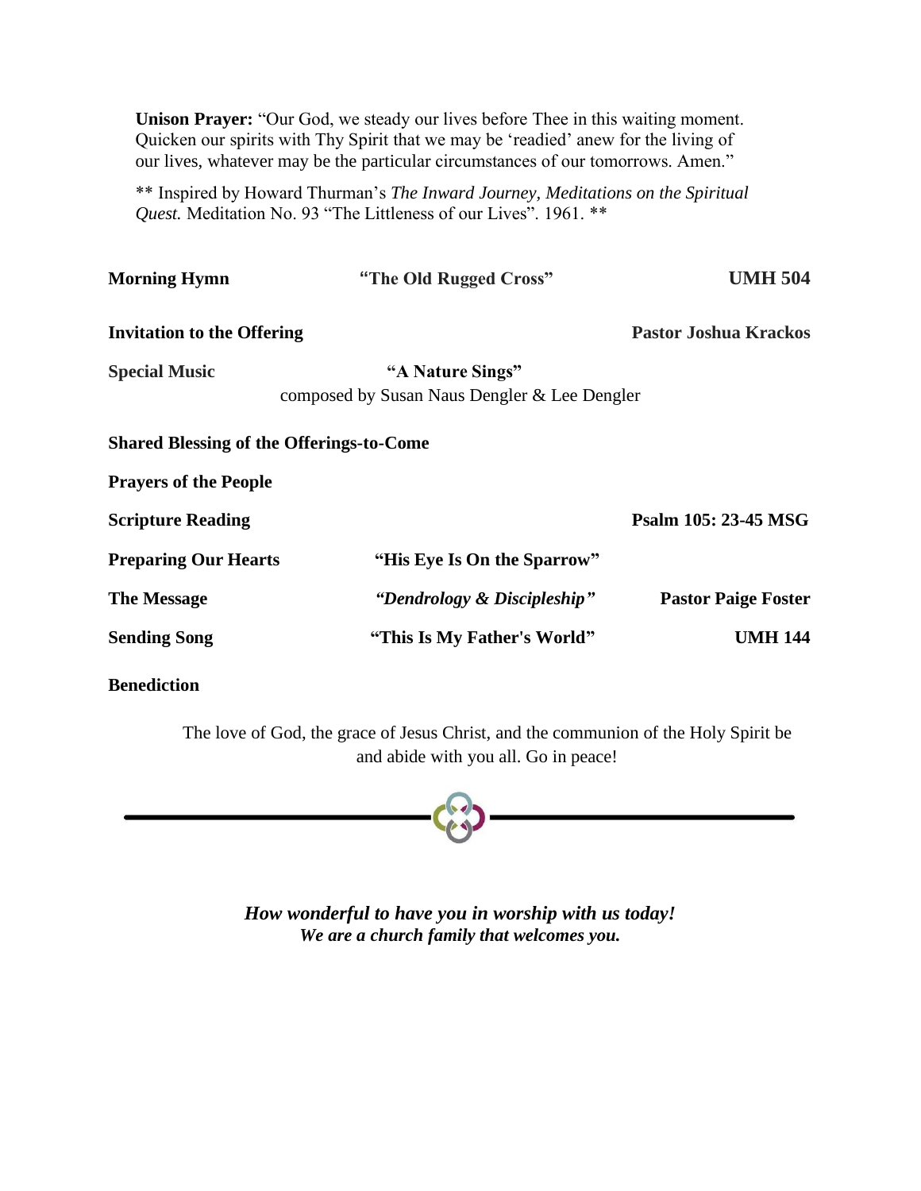**Unison Prayer:** “Our God, we steady our lives before Thee in this waiting moment. Quicken our spirits with Thy Spirit that we may be ‘readied’ anew for the living of our lives, whatever may be the particular circumstances of our tomorrows. Amen.”

** Inspired by Howard Thurman’s *The Inward Journey, Meditations on the Spiritual Quest.* Meditation No. 93 “The Littleness of our Lives”. 1961. **

**Morning Hymn** — **“The Old Rugged Cross”** — **UMH 504**

**Invitation to the Offering** — **Pastor Joshua Krackos**

**Special Music** — **“A Nature Sings”**
composed by Susan Naus Dengler & Lee Dengler

**Shared Blessing of the Offerings-to-Come**

**Prayers of the People**

**Scripture Reading** — **Psalm 105: 23-45 MSG**

**Preparing Our Hearts** — **“His Eye Is On the Sparrow”**

**The Message** — ***“Dendrology & Discipleship”*** — **Pastor Paige Foster**

**Sending Song** — **“This Is My Father's World”** — **UMH 144**

**Benediction**

The love of God, the grace of Jesus Christ, and the communion of the Holy Spirit be and abide with you all. Go in peace!

---

***How wonderful to have you in worship with us today!***
***We are a church family that welcomes you.***